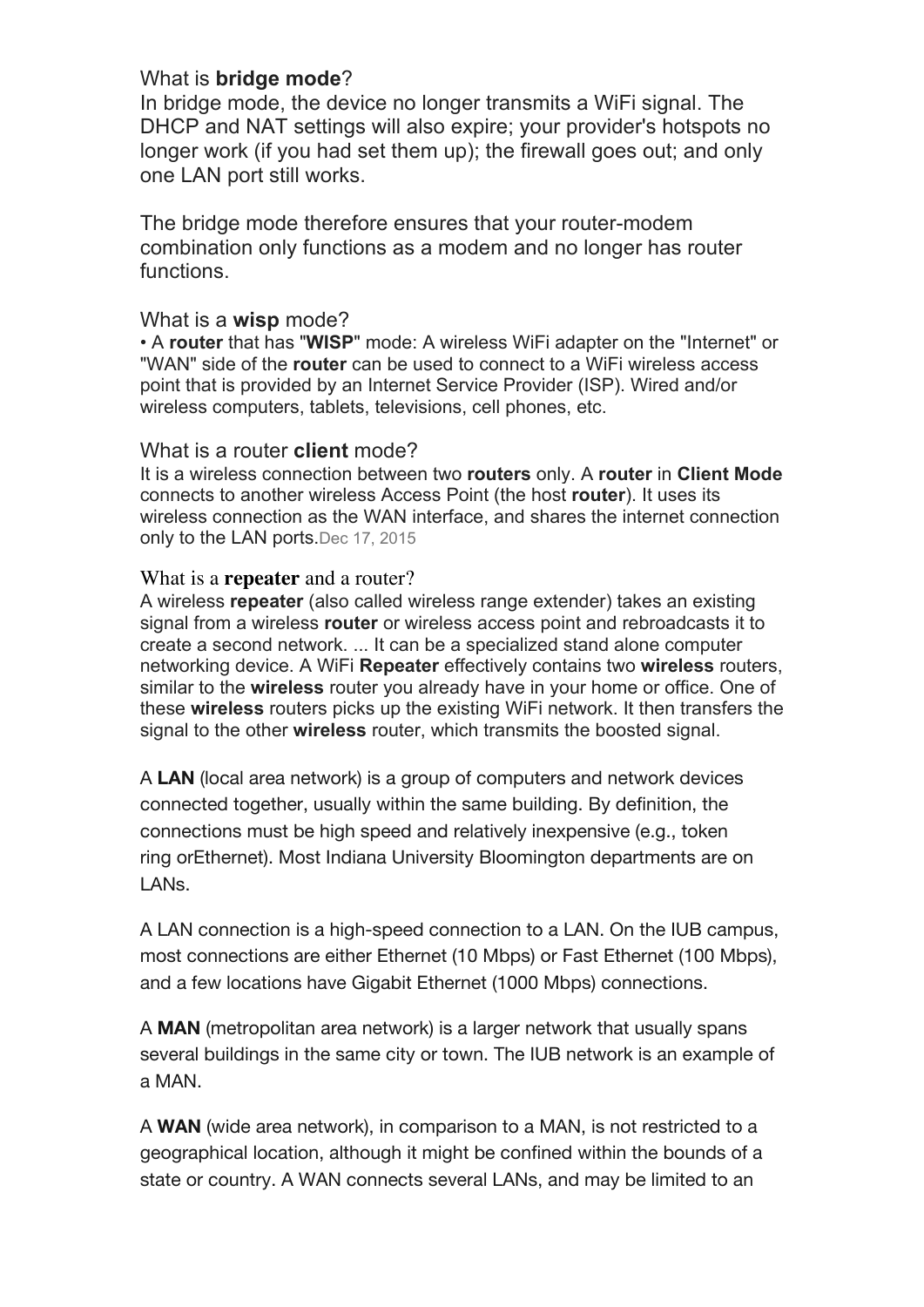### What is **bridge mode**?

In bridge mode, the device no longer transmits a WiFi signal. The DHCP and NAT settings will also expire; your provider's hotspots no longer work (if you had set them up); the firewall goes out; and only one LAN port still works.

The bridge mode therefore ensures that your router-modem combination only functions as a modem and no longer has router functions.

### What is a **wisp** mode?

• A **router** that has "**WISP**" mode: A wireless WiFi adapter on the "Internet" or "WAN" side of the **router** can be used to connect to a WiFi wireless access point that is provided by an Internet Service Provider (ISP). Wired and/or wireless computers, tablets, televisions, cell phones, etc.

### What is a router **client** mode?

It is a wireless connection between two **routers** only. A **router** in **Client Mode** connects to another wireless Access Point (the host **router**). It uses its wireless connection as the WAN interface, and shares the internet connection only to the LAN ports.Dec 17, 2015

### What is a **repeater** and a router?

A wireless **repeater** (also called wireless range extender) takes an existing signal from a wireless **router** or wireless access point and rebroadcasts it to create a second network. ... It can be a specialized stand alone computer networking device. A WiFi **Repeater** effectively contains two **wireless** routers, similar to the **wireless** router you already have in your home or office. One of these **wireless** routers picks up the existing WiFi network. It then transfers the signal to the other **wireless** router, which transmits the boosted signal.

A **LAN** (local area network) is a group of computers and network devices connected together, usually within the same building. By definition, the connections must be high speed and relatively inexpensive (e.g., token ring orEthernet). Most Indiana University Bloomington departments are on LANs.

A LAN connection is a high-speed connection to a LAN. On the IUB campus, most connections are either Ethernet (10 Mbps) or Fast Ethernet (100 Mbps), and a few locations have Gigabit Ethernet (1000 Mbps) connections.

A **MAN** (metropolitan area network) is a larger network that usually spans several buildings in the same city or town. The IUB network is an example of a MAN.

A **WAN** (wide area network), in comparison to a MAN, is not restricted to a geographical location, although it might be confined within the bounds of a state or country. A WAN connects several LANs, and may be limited to an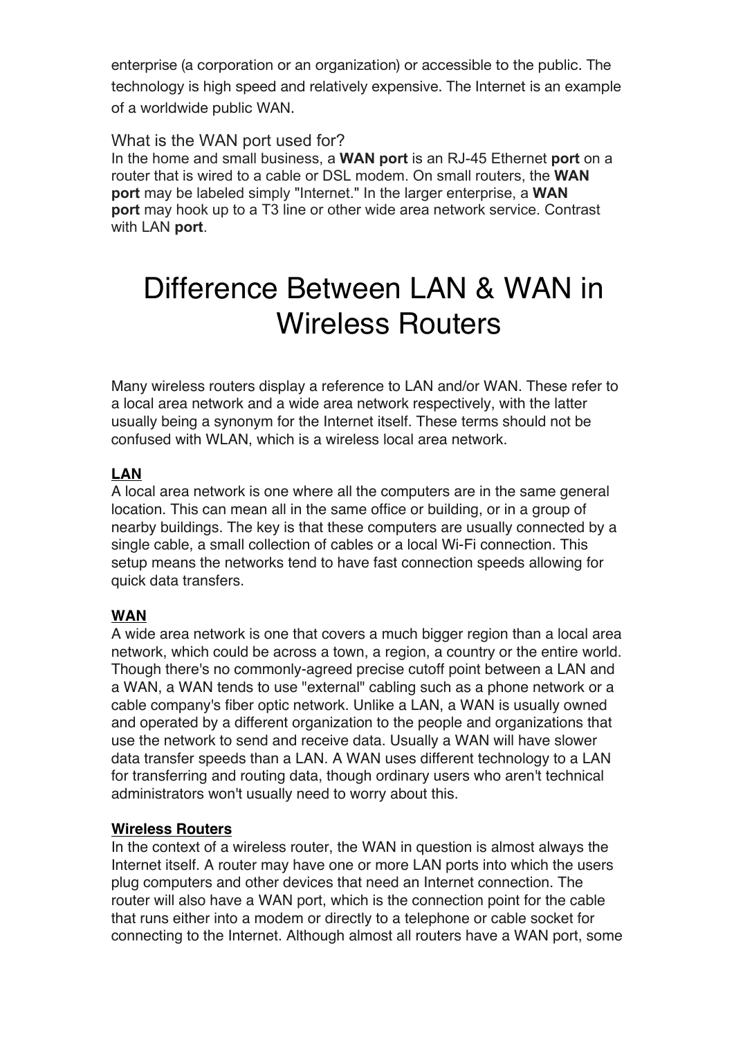enterprise (a corporation or an organization) or accessible to the public. The technology is high speed and relatively expensive. The Internet is an example of a worldwide public WAN.

### What is the WAN port used for?

In the home and small business, a **WAN port** is an RJ-45 Ethernet **port** on a router that is wired to a cable or DSL modem. On small routers, the **WAN port** may be labeled simply "Internet." In the larger enterprise, a **WAN port** may hook up to a T3 line or other wide area network service. Contrast with LAN **port**.

# Difference Between LAN & WAN in Wireless Routers

Many wireless routers display a reference to LAN and/or WAN. These refer to a local area network and a wide area network respectively, with the latter usually being a synonym for the Internet itself. These terms should not be confused with WLAN, which is a wireless local area network.

**LAN**

A local area network is one where all the computers are in the same general location. This can mean all in the same office or building, or in a group of nearby buildings. The key is that these computers are usually connected by a single cable, a small collection of cables or a local Wi-Fi connection. This setup means the networks tend to have fast connection speeds allowing for quick data transfers.

**WAN**

A wide area network is one that covers a much bigger region than a local area network, which could be across a town, a region, a country or the entire world. Though there's no commonly-agreed precise cutoff point between a LAN and a WAN, a WAN tends to use "external" cabling such as a phone network or a cable company's fiber optic network. Unlike a LAN, a WAN is usually owned and operated by a different organization to the people and organizations that use the network to send and receive data. Usually a WAN will have slower data transfer speeds than a LAN. A WAN uses different technology to a LAN for transferring and routing data, though ordinary users who aren't technical administrators won't usually need to worry about this.

**Wireless Routers**

In the context of a wireless router, the WAN in question is almost always the Internet itself. A router may have one or more LAN ports into which the users plug computers and other devices that need an Internet connection. The router will also have a WAN port, which is the connection point for the cable that runs either into a modem or directly to a telephone or cable socket for connecting to the Internet. Although almost all routers have a WAN port, some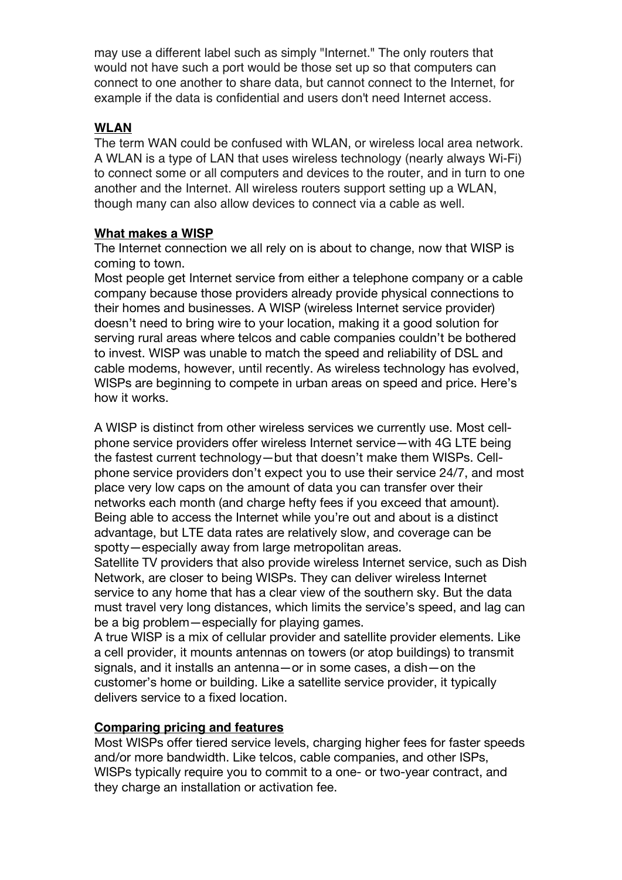may use a different label such as simply "Internet." The only routers that would not have such a port would be those set up so that computers can connect to one another to share data, but cannot connect to the Internet, for example if the data is confidential and users don't need Internet access.

**WLAN**

The term WAN could be confused with WLAN, or wireless local area network. A WLAN is a type of LAN that uses wireless technology (nearly always Wi-Fi) to connect some or all computers and devices to the router, and in turn to one another and the Internet. All wireless routers support setting up a WLAN, though many can also allow devices to connect via a cable as well.

**What makes a WISP**

The Internet connection we all rely on is about to change, now that WISP is coming to town.

Most people get Internet service from either a telephone company or a cable company because those providers already provide physical connections to their homes and businesses. A WISP (wireless Internet service provider) doesn't need to bring wire to your location, making it a good solution for serving rural areas where telcos and cable companies couldn't be bothered to invest. WISP was unable to match the speed and reliability of DSL and cable modems, however, until recently. As wireless technology has evolved, WISPs are beginning to compete in urban areas on speed and price. Here's how it works.

A WISP is distinct from other wireless services we currently use. Most cell-phone service providers offer wireless Internet service—with 4G LTE being the fastest current technology—but that doesn't make them WISPs. Cell-phone service providers don't expect you to use their service 24/7, and most place very low caps on the amount of data you can transfer over their networks each month (and charge hefty fees if you exceed that amount). Being able to access the Internet while you're out and about is a distinct advantage, but LTE data rates are relatively slow, and coverage can be spotty—especially away from large metropolitan areas.

Satellite TV providers that also provide wireless Internet service, such as Dish Network, are closer to being WISPs. They can deliver wireless Internet service to any home that has a clear view of the southern sky. But the data must travel very long distances, which limits the service's speed, and lag can be a big problem—especially for playing games.

A true WISP is a mix of cellular provider and satellite provider elements. Like a cell provider, it mounts antennas on towers (or atop buildings) to transmit signals, and it installs an antenna—or in some cases, a dish—on the customer's home or building. Like a satellite service provider, it typically delivers service to a fixed location.

**Comparing pricing and features**

Most WISPs offer tiered service levels, charging higher fees for faster speeds and/or more bandwidth. Like telcos, cable companies, and other ISPs, WISPs typically require you to commit to a one- or two-year contract, and they charge an installation or activation fee.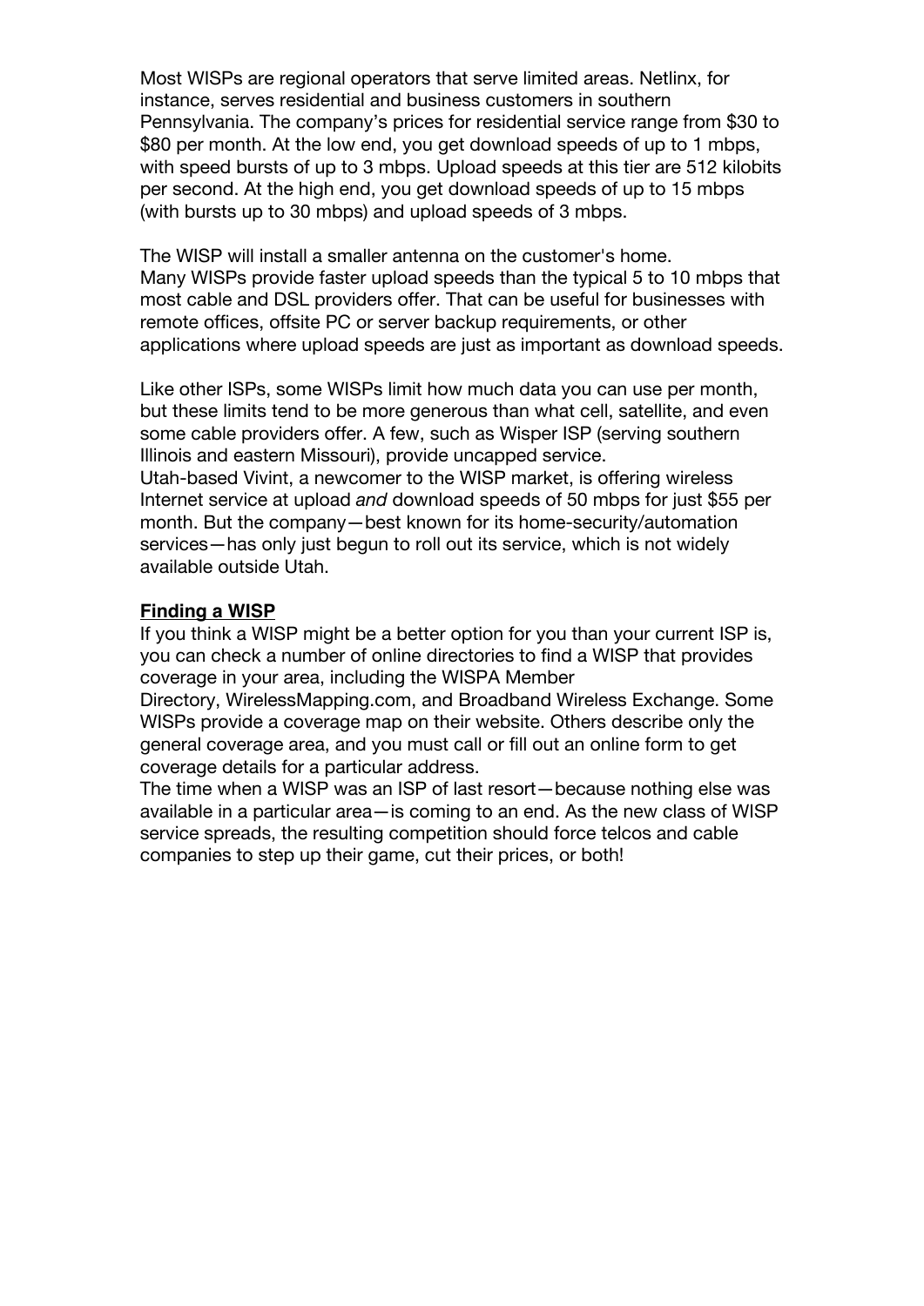Most WISPs are regional operators that serve limited areas. Netlinx, for instance, serves residential and business customers in southern Pennsylvania. The company's prices for residential service range from $30 to $80 per month. At the low end, you get download speeds of up to 1 mbps, with speed bursts of up to 3 mbps. Upload speeds at this tier are 512 kilobits per second. At the high end, you get download speeds of up to 15 mbps (with bursts up to 30 mbps) and upload speeds of 3 mbps.

The WISP will install a smaller antenna on the customer's home.
Many WISPs provide faster upload speeds than the typical 5 to 10 mbps that most cable and DSL providers offer. That can be useful for businesses with remote offices, offsite PC or server backup requirements, or other applications where upload speeds are just as important as download speeds.

Like other ISPs, some WISPs limit how much data you can use per month, but these limits tend to be more generous than what cell, satellite, and even some cable providers offer. A few, such as Wisper ISP (serving southern Illinois and eastern Missouri), provide uncapped service.
Utah-based Vivint, a newcomer to the WISP market, is offering wireless Internet service at upload *and* download speeds of 50 mbps for just $55 per month. But the company—best known for its home-security/automation services—has only just begun to roll out its service, which is not widely available outside Utah.

**Finding a WISP**

If you think a WISP might be a better option for you than your current ISP is, you can check a number of online directories to find a WISP that provides coverage in your area, including the WISPA Member Directory, WirelessMapping.com, and Broadband Wireless Exchange. Some WISPs provide a coverage map on their website. Others describe only the general coverage area, and you must call or fill out an online form to get coverage details for a particular address.
The time when a WISP was an ISP of last resort—because nothing else was available in a particular area—is coming to an end. As the new class of WISP service spreads, the resulting competition should force telcos and cable companies to step up their game, cut their prices, or both!